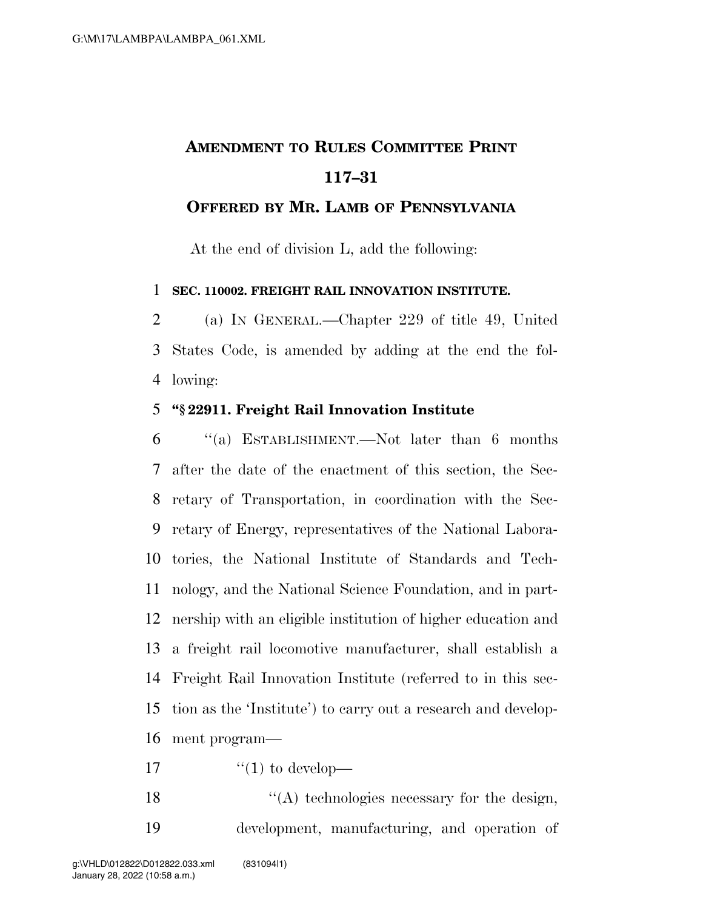# AMENDMENT TO RULES COMMITTEE PRINT 117–31

## OFFERED BY MR. LAMB OF PENNSYLVANIA

At the end of division L, add the following:

**SEC. 110002. FREIGHT RAIL INNOVATION INSTITUTE.**

(a) IN GENERAL.—Chapter 229 of title 49, United States Code, is amended by adding at the end the following:

**"§ 22911. Freight Rail Innovation Institute**

"(a) ESTABLISHMENT.—Not later than 6 months after the date of the enactment of this section, the Secretary of Transportation, in coordination with the Secretary of Energy, representatives of the National Laboratories, the National Institute of Standards and Technology, and the National Science Foundation, and in partnership with an eligible institution of higher education and a freight rail locomotive manufacturer, shall establish a Freight Rail Innovation Institute (referred to in this section as the 'Institute') to carry out a research and development program—

"(1) to develop—

"(A) technologies necessary for the design, development, manufacturing, and operation of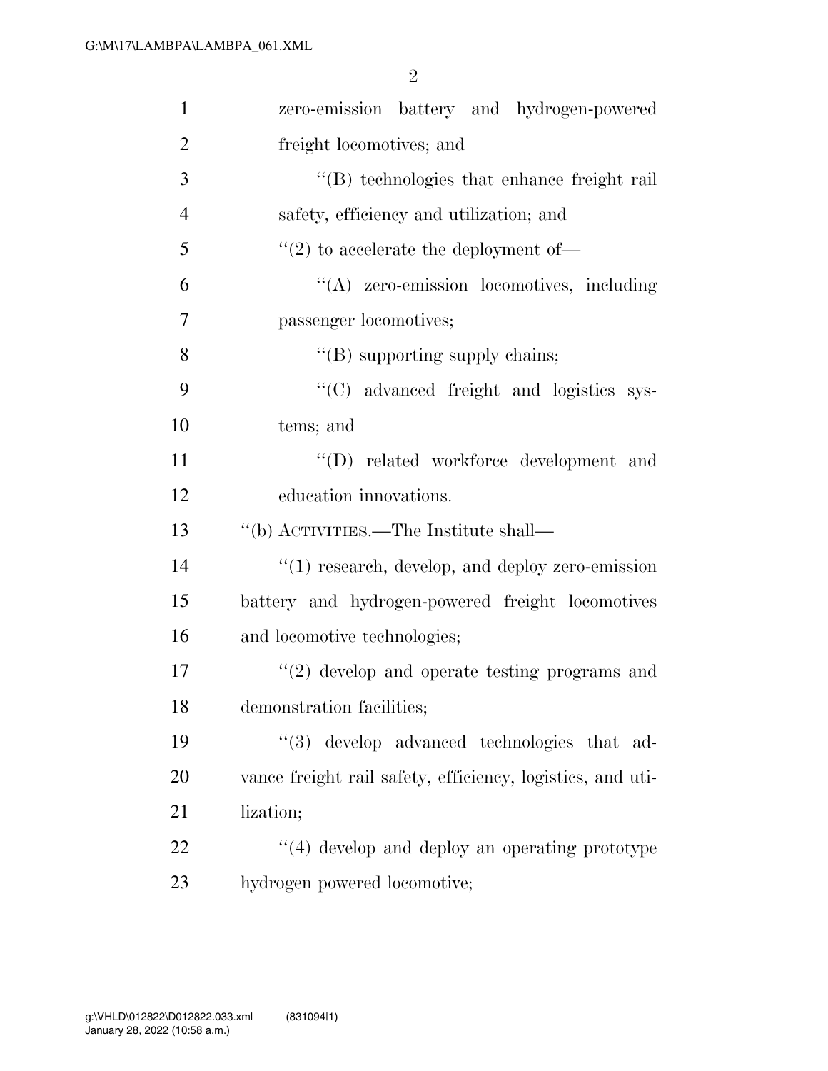zero-emission battery and hydrogen-powered freight locomotives; and

"(B) technologies that enhance freight rail safety, efficiency and utilization; and

"(2) to accelerate the deployment of—

"(A) zero-emission locomotives, including passenger locomotives;

"(B) supporting supply chains;

"(C) advanced freight and logistics systems; and

"(D) related workforce development and education innovations.

"(b) ACTIVITIES.—The Institute shall—

"(1) research, develop, and deploy zero-emission battery and hydrogen-powered freight locomotives and locomotive technologies;

"(2) develop and operate testing programs and demonstration facilities;

"(3) develop advanced technologies that advance freight rail safety, efficiency, logistics, and utilization;

"(4) develop and deploy an operating prototype hydrogen powered locomotive;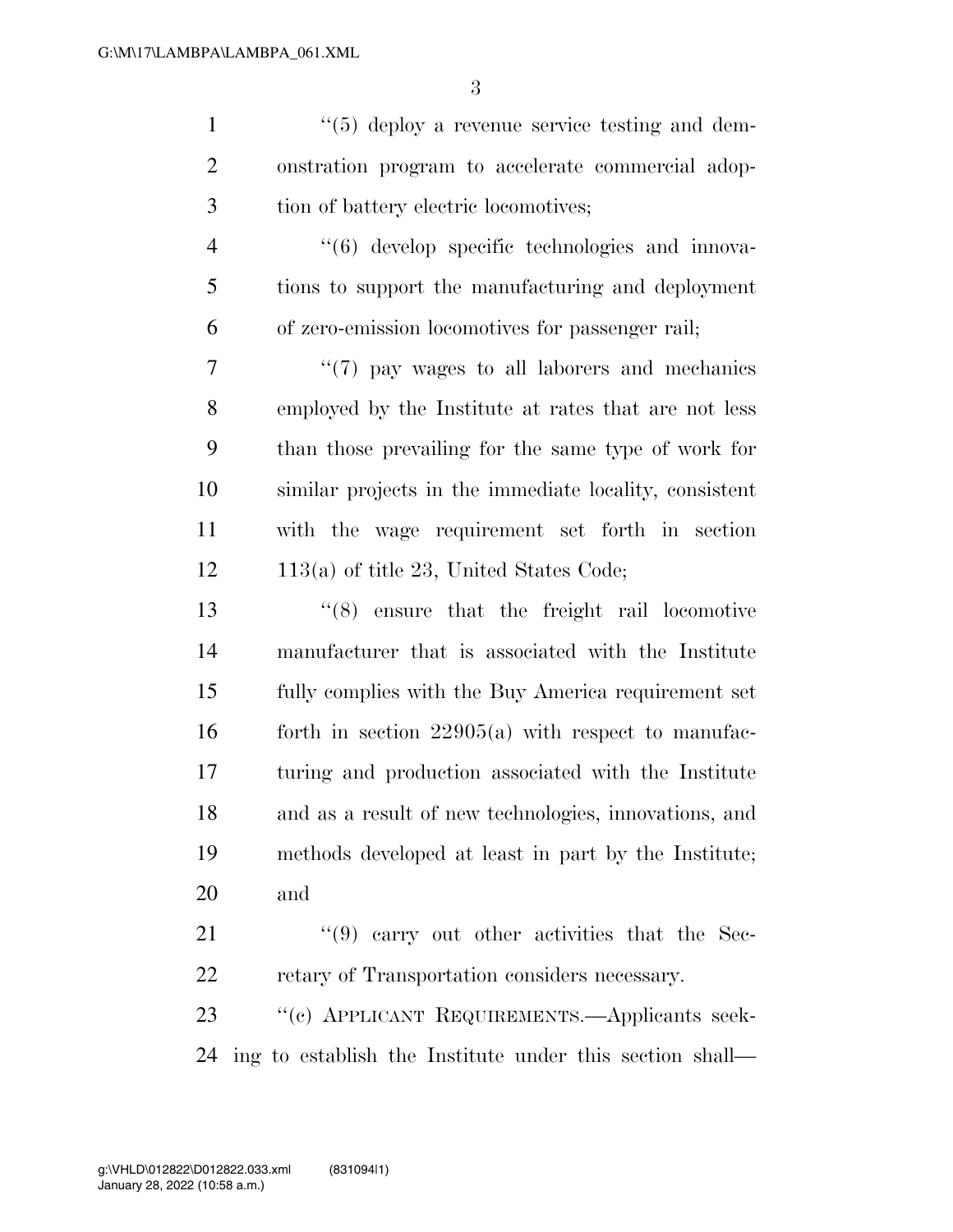''(5) deploy a revenue service testing and demonstration program to accelerate commercial adoption of battery electric locomotives;

''(6) develop specific technologies and innovations to support the manufacturing and deployment of zero-emission locomotives for passenger rail;

''(7) pay wages to all laborers and mechanics employed by the Institute at rates that are not less than those prevailing for the same type of work for similar projects in the immediate locality, consistent with the wage requirement set forth in section 113(a) of title 23, United States Code;

''(8) ensure that the freight rail locomotive manufacturer that is associated with the Institute fully complies with the Buy America requirement set forth in section 22905(a) with respect to manufacturing and production associated with the Institute and as a result of new technologies, innovations, and methods developed at least in part by the Institute; and

''(9) carry out other activities that the Secretary of Transportation considers necessary.

''(c) APPLICANT REQUIREMENTS.—Applicants seeking to establish the Institute under this section shall—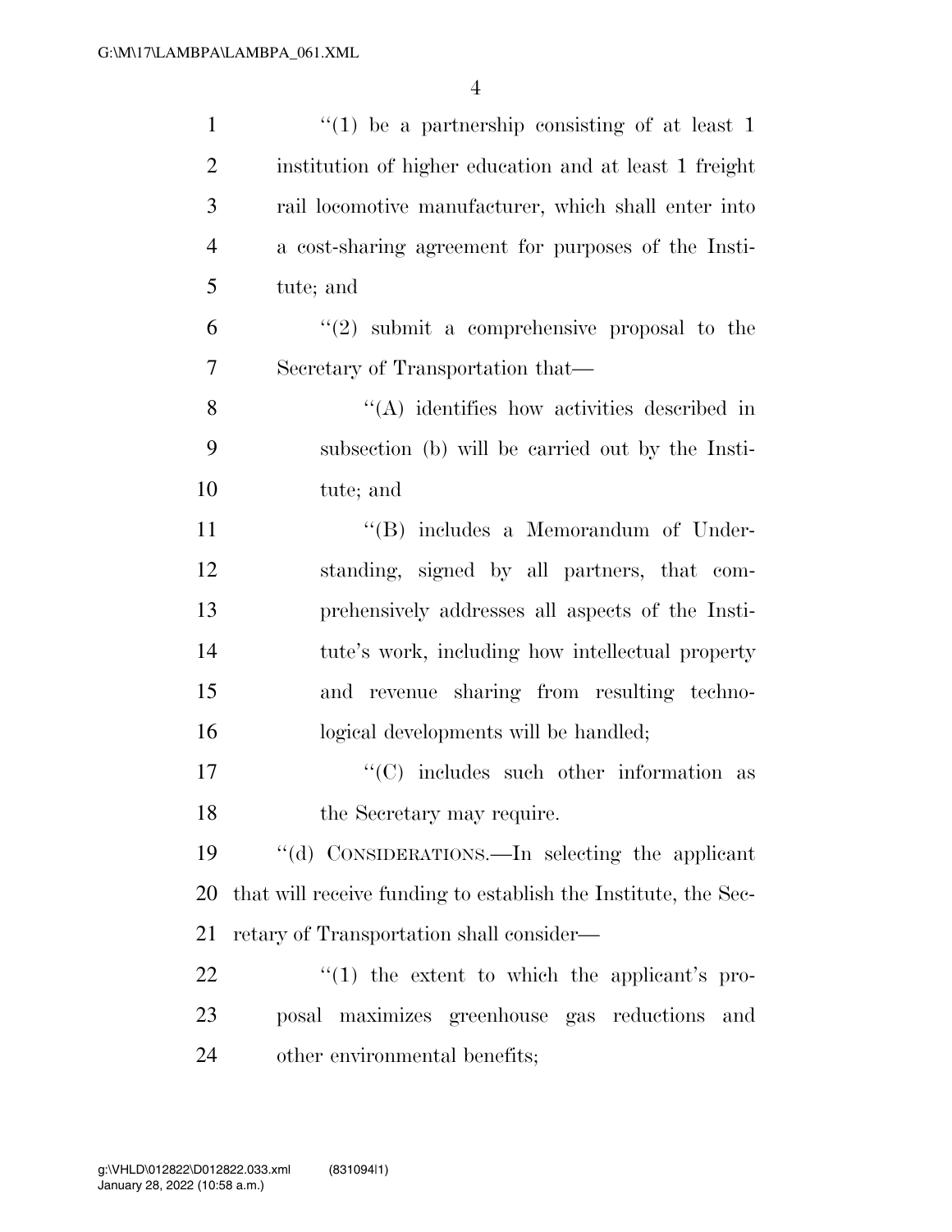"(1) be a partnership consisting of at least 1 institution of higher education and at least 1 freight rail locomotive manufacturer, which shall enter into a cost-sharing agreement for purposes of the Institute; and

"(2) submit a comprehensive proposal to the Secretary of Transportation that—

"(A) identifies how activities described in subsection (b) will be carried out by the Institute; and

"(B) includes a Memorandum of Understanding, signed by all partners, that comprehensively addresses all aspects of the Institute's work, including how intellectual property and revenue sharing from resulting technological developments will be handled;

"(C) includes such other information as the Secretary may require.

"(d) CONSIDERATIONS.—In selecting the applicant that will receive funding to establish the Institute, the Secretary of Transportation shall consider—

"(1) the extent to which the applicant's proposal maximizes greenhouse gas reductions and other environmental benefits;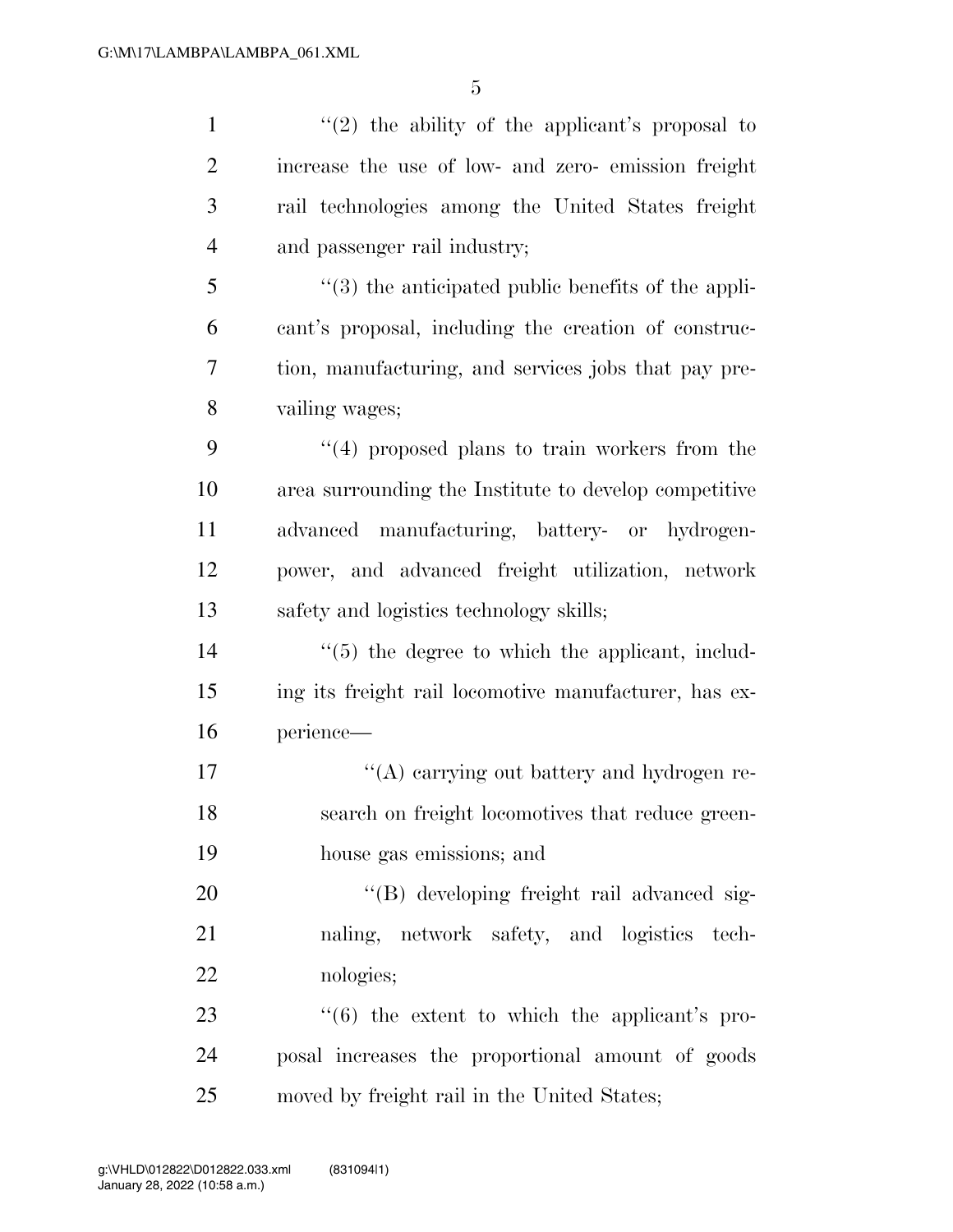"(2) the ability of the applicant's proposal to increase the use of low- and zero- emission freight rail technologies among the United States freight and passenger rail industry;

"(3) the anticipated public benefits of the applicant's proposal, including the creation of construction, manufacturing, and services jobs that pay prevailing wages;

"(4) proposed plans to train workers from the area surrounding the Institute to develop competitive advanced manufacturing, battery- or hydrogen-power, and advanced freight utilization, network safety and logistics technology skills;

"(5) the degree to which the applicant, including its freight rail locomotive manufacturer, has experience—

"(A) carrying out battery and hydrogen research on freight locomotives that reduce greenhouse gas emissions; and

"(B) developing freight rail advanced signaling, network safety, and logistics technologies;

"(6) the extent to which the applicant's proposal increases the proportional amount of goods moved by freight rail in the United States;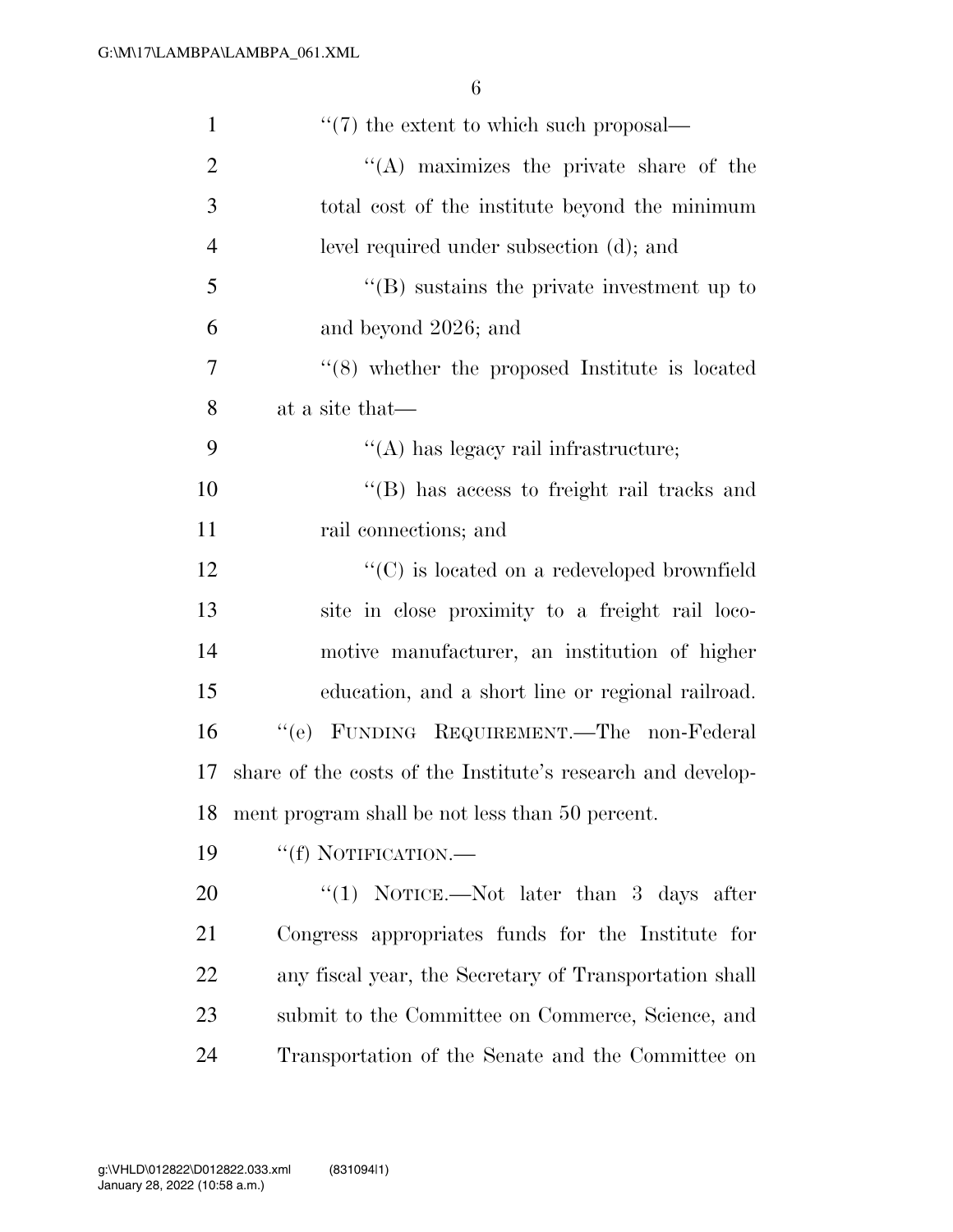''(7) the extent to which such proposal—

''(A) maximizes the private share of the total cost of the institute beyond the minimum level required under subsection (d); and

''(B) sustains the private investment up to and beyond 2026; and

''(8) whether the proposed Institute is located at a site that—

''(A) has legacy rail infrastructure;

''(B) has access to freight rail tracks and rail connections; and

''(C) is located on a redeveloped brownfield site in close proximity to a freight rail locomotive manufacturer, an institution of higher education, and a short line or regional railroad.

''(e) FUNDING REQUIREMENT.—The non-Federal share of the costs of the Institute's research and development program shall be not less than 50 percent.

''(f) NOTIFICATION.—

''(1) NOTICE.—Not later than 3 days after Congress appropriates funds for the Institute for any fiscal year, the Secretary of Transportation shall submit to the Committee on Commerce, Science, and Transportation of the Senate and the Committee on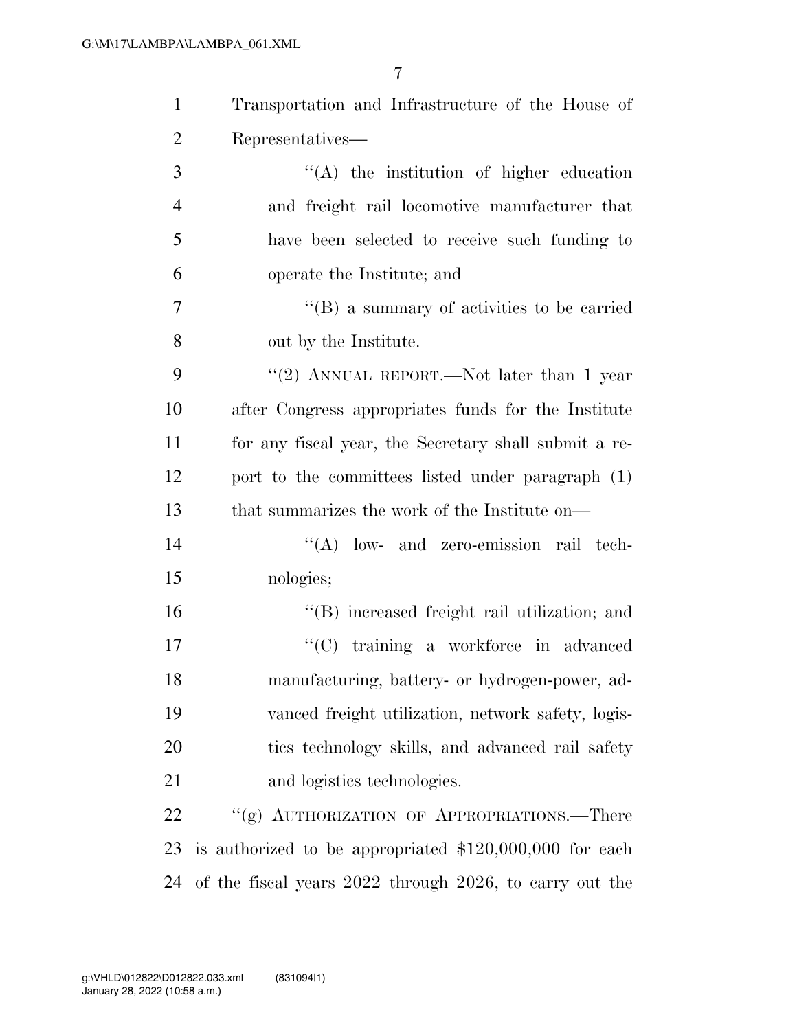Transportation and Infrastructure of the House of Representatives—

"(A) the institution of higher education and freight rail locomotive manufacturer that have been selected to receive such funding to operate the Institute; and

"(B) a summary of activities to be carried out by the Institute.

"(2) ANNUAL REPORT.—Not later than 1 year after Congress appropriates funds for the Institute for any fiscal year, the Secretary shall submit a report to the committees listed under paragraph (1) that summarizes the work of the Institute on—

"(A) low- and zero-emission rail technologies;

"(B) increased freight rail utilization; and

"(C) training a workforce in advanced manufacturing, battery- or hydrogen-power, advanced freight utilization, network safety, logistics technology skills, and advanced rail safety and logistics technologies.

"(g) AUTHORIZATION OF APPROPRIATIONS.—There is authorized to be appropriated $120,000,000 for each of the fiscal years 2022 through 2026, to carry out the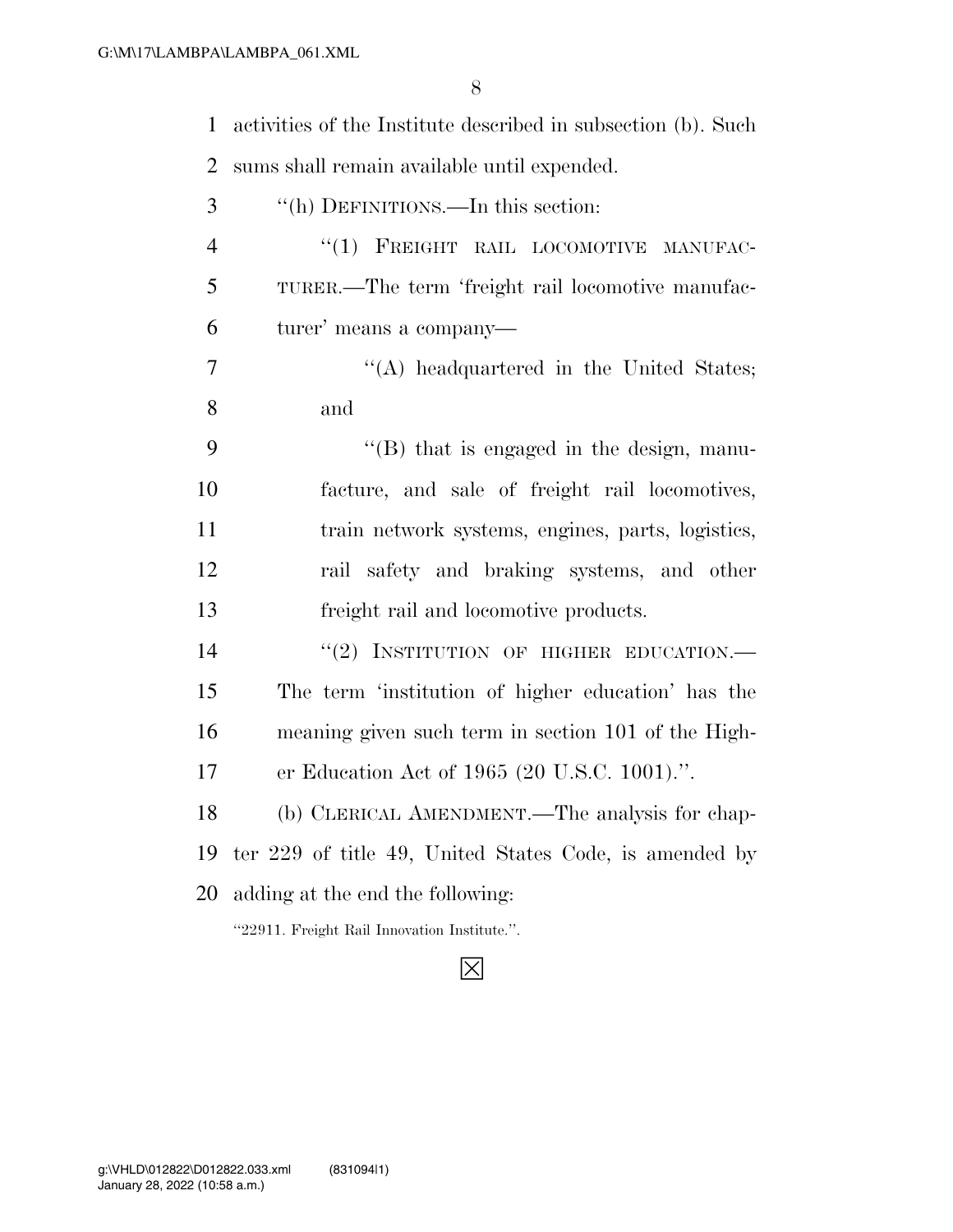activities of the Institute described in subsection (b). Such sums shall remain available until expended.

"(h) DEFINITIONS.—In this section:

"(1) FREIGHT RAIL LOCOMOTIVE MANUFACTURER.—The term 'freight rail locomotive manufacturer' means a company—

"(A) headquartered in the United States; and

"(B) that is engaged in the design, manufacture, and sale of freight rail locomotives, train network systems, engines, parts, logistics, rail safety and braking systems, and other freight rail and locomotive products.

"(2) INSTITUTION OF HIGHER EDUCATION.—The term 'institution of higher education' has the meaning given such term in section 101 of the Higher Education Act of 1965 (20 U.S.C. 1001).".

(b) CLERICAL AMENDMENT.—The analysis for chapter 229 of title 49, United States Code, is amended by adding at the end the following:

"22911. Freight Rail Innovation Institute.".